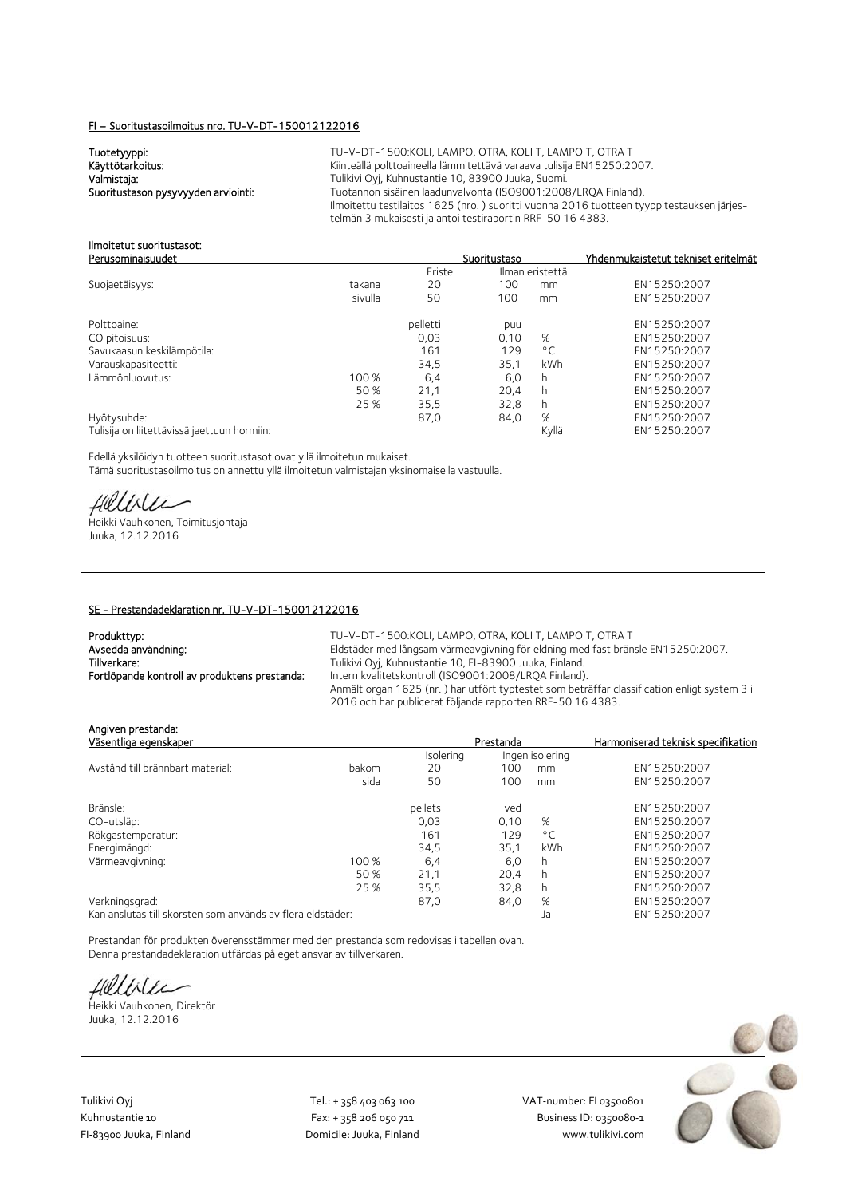## FI – Suoritustasoilmoitus nro. TU-V-DT-150012122016

**Tuotetyyppi:** TU-V-DT-1500:KOLI, LAMPO, OTRA, KOLI T, LAMPO T, OTRA T

**Käyttötarkoitus:** Kiinteällä polttoaineella lämmitettävä varaava tulisija EN15250:2007.

**Valmistaja:** Tulikivi Oyj, Kuhnustantie 10, 83900 Juuka, Suomi.

**Suoritustason pysyvyyden arviointi:** Tuotannon sisäinen laadunvalvonta (ISO9001:2008/LRQA Finland). Ilmoitettu testilaitos 1625 (nro. ) suoritti vuonna 2016 tuotteen tyyppitestauksen järjestelmän 3 mukaisesti ja antoi testiraportin RRF-50 16 4383.

**Ilmoitetut suoritustasot:**

| Perusominaisuudet | | Suoritustaso | | | Yhdenmukaistetut tekniset eritelmät |
|---|---|---|---|---|---|
| | | Eriste | Ilman eristettä | | |
| Suojaetäisyys: | takana | 20 | 100 | mm | EN15250:2007 |
| | sivulla | 50 | 100 | mm | EN15250:2007 |
| Polttoaine: | | pelletti | puu | | EN15250:2007 |
| CO pitoisuus: | | 0,03 | 0,10 | % | EN15250:2007 |
| Savukaasun keskilämpötila: | | 161 | 129 | °C | EN15250:2007 |
| Varauskapasiteetti: | | 34,5 | 35,1 | kWh | EN15250:2007 |
| Lämmönluovutus: | 100 % | 6,4 | 6,0 | h | EN15250:2007 |
| | 50 % | 21,1 | 20,4 | h | EN15250:2007 |
| | 25 % | 35,5 | 32,8 | h | EN15250:2007 |
| Hyötysuhde: | | 87,0 | 84,0 | % | EN15250:2007 |
| Tulisija on liitettävissä jaettuun hormiin: | | | | Kyllä | EN15250:2007 |

Edellä yksilöidyn tuotteen suoritustasot ovat yllä ilmoitetun mukaiset.
Tämä suoritustasoilmoitus on annettu yllä ilmoitetun valmistajan yksinomaisella vastuulla.

Heikki Vauhkonen, Toimitusjohtaja
Juuka, 12.12.2016

## SE - Prestandadeklaration nr. TU-V-DT-150012122016

**Produkttyp:** TU-V-DT-1500:KOLI, LAMPO, OTRA, KOLI T, LAMPO T, OTRA T

**Avsedda användning:** Eldstäder med långsam värmeavgivning för eldning med fast bränsle EN15250:2007.

**Tillverkare:** Tulikivi Oyj, Kuhnustantie 10, FI-83900 Juuka, Finland.

**Fortlöpande kontroll av produktens prestanda:** Intern kvalitetskontroll (ISO9001:2008/LRQA Finland). Anmält organ 1625 (nr. ) har utfört typtestet som beträffar classification enligt system 3 i 2016 och har publicerat följande rapporten RRF-50 16 4383.

**Angiven prestanda:**

| Väsentliga egenskaper | | Prestanda | | | Harmoniserad teknisk specifikation |
|---|---|---|---|---|---|
| | | Isolering | Ingen isolering | | |
| Avstånd till brännbart material: | bakom | 20 | 100 | mm | EN15250:2007 |
| | sida | 50 | 100 | mm | EN15250:2007 |
| Bränsle: | | pellets | ved | | EN15250:2007 |
| CO-utsläp: | | 0,03 | 0,10 | % | EN15250:2007 |
| Rökgastemperatur: | | 161 | 129 | °C | EN15250:2007 |
| Energimängd: | | 34,5 | 35,1 | kWh | EN15250:2007 |
| Värmeavgivning: | 100 % | 6,4 | 6,0 | h | EN15250:2007 |
| | 50 % | 21,1 | 20,4 | h | EN15250:2007 |
| | 25 % | 35,5 | 32,8 | h | EN15250:2007 |
| Verkningsgrad: | | 87,0 | 84,0 | % | EN15250:2007 |
| Kan anslutas till skorsten som används av flera eldstäder: | | | | Ja | EN15250:2007 |

Prestandan för produkten överensstämmer med den prestanda som redovisas i tabellen ovan.
Denna prestandadeklaration utfärdas på eget ansvar av tillverkaren.

Heikki Vauhkonen, Direktör
Juuka, 12.12.2016

Tulikivi Oyj
Kuhnustantie 10
FI-83900 Juuka, Finland

Tel.: + 358 403 063 100
Fax: + 358 206 050 711
Domicile: Juuka, Finland

VAT-number: FI 03500801
Business ID: 0350080-1
www.tulikivi.com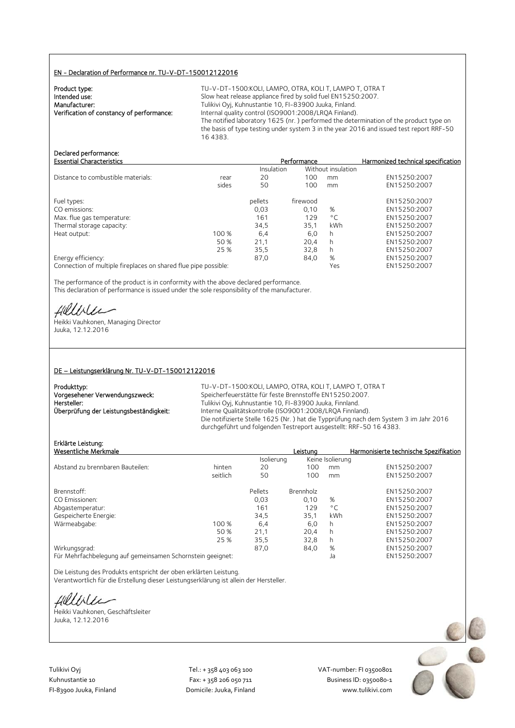### EN - Declaration of Performance nr. TU-V-DT-150012122016

**Product type:** TU-V-DT-1500:KOLI, LAMPO, OTRA, KOLI T, LAMPO T, OTRA T
**Intended use:** Slow heat release appliance fired by solid fuel EN15250:2007.
**Manufacturer:** Tulikivi Oyj, Kuhnustantie 10, FI-83900 Juuka, Finland.
**Verification of constancy of performance:** Internal quality control (ISO9001:2008/LRQA Finland).
The notified laboratory 1625 (nr. ) performed the determination of the product type on the basis of type testing under system 3 in the year 2016 and issued test report RRF-50 16 4383.

**Declared performance:**

| Essential Characteristics | | Performance | | | Harmonized technical specification |
|---|---|---|---|---|---|
| | | Insulation | Without insulation | | |
| Distance to combustible materials: | rear | 20 | 100 | mm | EN15250:2007 |
| | sides | 50 | 100 | mm | EN15250:2007 |
| Fuel types: | | pellets | firewood | | EN15250:2007 |
| CO emissions: | | 0,03 | 0,10 | % | EN15250:2007 |
| Max. flue gas temperature: | | 161 | 129 | °C | EN15250:2007 |
| Thermal storage capacity: | | 34,5 | 35,1 | kWh | EN15250:2007 |
| Heat output: | 100 % | 6,4 | 6,0 | h | EN15250:2007 |
| | 50 % | 21,1 | 20,4 | h | EN15250:2007 |
| | 25 % | 35,5 | 32,8 | h | EN15250:2007 |
| Energy efficiency: | | 87,0 | 84,0 | % | EN15250:2007 |
| Connection of multiple fireplaces on shared flue pipe possible: | | | | Yes | EN15250:2007 |

The performance of the product is in conformity with the above declared performance.
This declaration of performance is issued under the sole responsibility of the manufacturer.

Heikki Vauhkonen, Managing Director
Juuka, 12.12.2016

### DE – Leistungserklärung Nr. TU-V-DT-150012122016

**Produkttyp:** TU-V-DT-1500:KOLI, LAMPO, OTRA, KOLI T, LAMPO T, OTRA T
**Vorgesehener Verwendungszweck:** Speicherfeuerstätte für feste Brennstoffe EN15250:2007.
**Hersteller:** Tulikivi Oyj, Kuhnustantie 10, FI-83900 Juuka, Finnland.
**Überprüfung der Leistungsbeständigkeit:** Interne Qualitätskontrolle (ISO9001:2008/LRQA Finnland).
Die notifizierte Stelle 1625 (Nr. ) hat die Typprüfung nach dem System 3 im Jahr 2016 durchgeführt und folgenden Testreport ausgestellt: RRF-50 16 4383.

**Erklärte Leistung:**

| Wesentliche Merkmale | | Leistung | | | Harmonisierte technische Spezifikation |
|---|---|---|---|---|---|
| | | Isolierung | Keine Isolierung | | |
| Abstand zu brennbaren Bauteilen: | hinten | 20 | 100 | mm | EN15250:2007 |
| | seitlich | 50 | 100 | mm | EN15250:2007 |
| Brennstoff: | | Pellets | Brennholz | | EN15250:2007 |
| CO Emissionen: | | 0,03 | 0,10 | % | EN15250:2007 |
| Abgastemperatur: | | 161 | 129 | °C | EN15250:2007 |
| Gespeicherte Energie: | | 34,5 | 35,1 | kWh | EN15250:2007 |
| Wärmeabgabe: | 100 % | 6,4 | 6,0 | h | EN15250:2007 |
| | 50 % | 21,1 | 20,4 | h | EN15250:2007 |
| | 25 % | 35,5 | 32,8 | h | EN15250:2007 |
| Wirkungsgrad: | | 87,0 | 84,0 | % | EN15250:2007 |
| Für Mehrfachbelegung auf gemeinsamen Schornstein geeignet: | | | | Ja | EN15250:2007 |

Die Leistung des Produkts entspricht der oben erklärten Leistung.
Verantwortlich für die Erstellung dieser Leistungserklärung ist allein der Hersteller.

Heikki Vauhkonen, Geschäftsleiter
Juuka, 12.12.2016

Tulikivi Oyj
Kuhnustantie 10
FI-83900 Juuka, Finland

Tel.: + 358 403 063 100
Fax: + 358 206 050 711
Domicile: Juuka, Finland

VAT-number: FI 03500801
Business ID: 0350080-1
www.tulikivi.com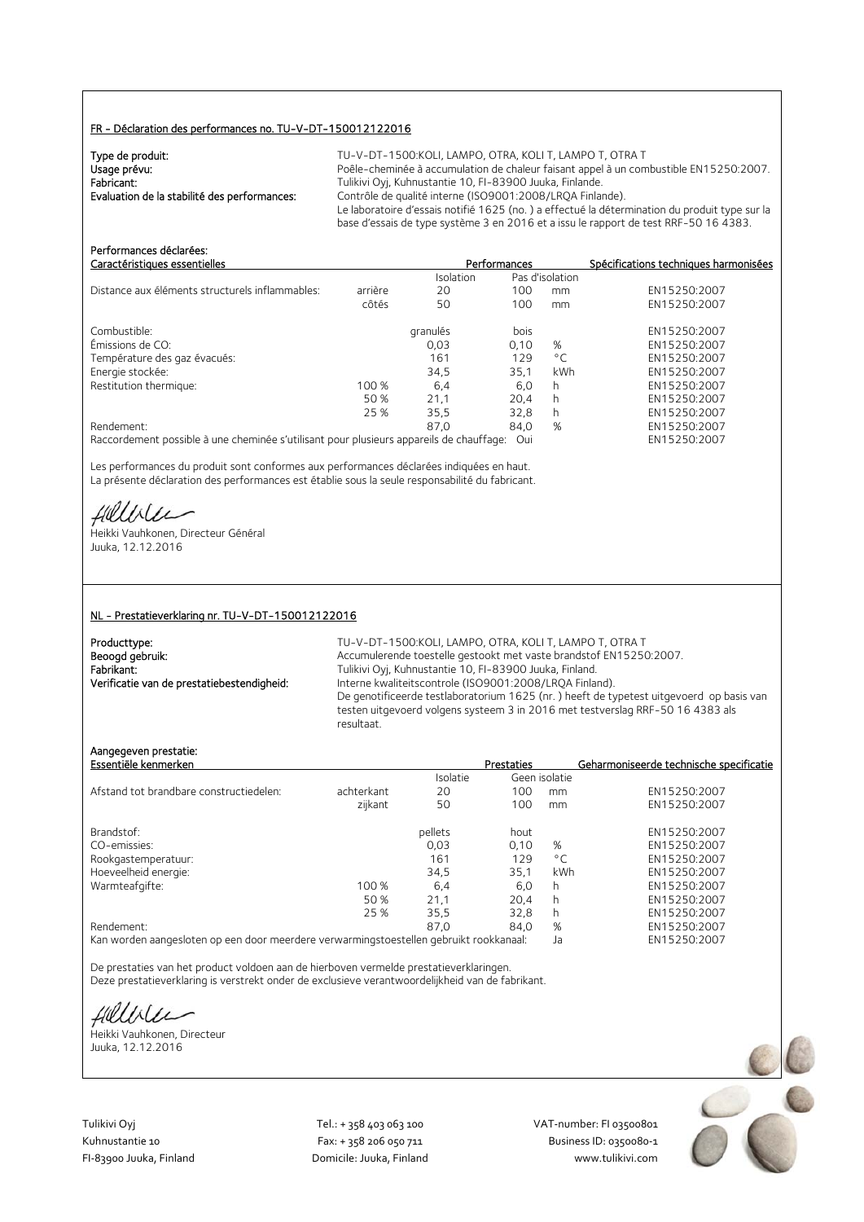## FR - Déclaration des performances no. TU-V-DT-150012122016

**Type de produit:** TU-V-DT-1500:KOLI, LAMPO, OTRA, KOLI T, LAMPO T, OTRA T
**Usage prévu:** Poêle-cheminée à accumulation de chaleur faisant appel à un combustible EN15250:2007.
**Fabricant:** Tulikivi Oyj, Kuhnustantie 10, FI-83900 Juuka, Finlande.
**Evaluation de la stabilité des performances:** Contrôle de qualité interne (ISO9001:2008/LRQA Finlande).
Le laboratoire d'essais notifié 1625 (no. ) a effectué la détermination du produit type sur la base d'essais de type système 3 en 2016 et a issu le rapport de test RRF-50 16 4383.

**Performances déclarées:**

| Caractéristiques essentielles | | Performances | | | Spécifications techniques harmonisées |
|---|---|---|---|---|---|
| | | Isolation | Pas d'isolation | | |
| Distance aux éléments structurels inflammables: | arrière | 20 | 100 | mm | EN15250:2007 |
| | côtés | 50 | 100 | mm | EN15250:2007 |
| Combustible: | | granulés | bois | | EN15250:2007 |
| Émissions de CO: | | 0,03 | 0,10 | % | EN15250:2007 |
| Température des gaz évacués: | | 161 | 129 | °C | EN15250:2007 |
| Energie stockée: | | 34,5 | 35,1 | kWh | EN15250:2007 |
| Restitution thermique: | 100 % | 6,4 | 6,0 | h | EN15250:2007 |
| | 50 % | 21,1 | 20,4 | h | EN15250:2007 |
| | 25 % | 35,5 | 32,8 | h | EN15250:2007 |
| Rendement: | | 87,0 | 84,0 | % | EN15250:2007 |
| Raccordement possible à une cheminée s'utilisant pour plusieurs appareils de chauffage: | | | Oui | | EN15250:2007 |

Les performances du produit sont conformes aux performances déclarées indiquées en haut.
La présente déclaration des performances est établie sous la seule responsabilité du fabricant.

Heikki Vauhkonen, Directeur Général
Juuka, 12.12.2016

## NL - Prestatieverklaring nr. TU-V-DT-150012122016

**Producttype:** TU-V-DT-1500:KOLI, LAMPO, OTRA, KOLI T, LAMPO T, OTRA T
**Beoogd gebruik:** Accumulerende toestelle gestookt met vaste brandstof EN15250:2007.
**Fabrikant:** Tulikivi Oyj, Kuhnustantie 10, FI-83900 Juuka, Finland.
**Verificatie van de prestatiebestendigheid:** Interne kwaliteitscontrole (ISO9001:2008/LRQA Finland).
De genotificeerde testlaboratorium 1625 (nr. ) heeft de typetest uitgevoerd op basis van testen uitgevoerd volgens systeem 3 in 2016 met testverslag RRF-50 16 4383 als resultaat.

**Aangegeven prestatie:**

| Essentiële kenmerken | | Prestaties | | | Geharmoniseerde technische specificatie |
|---|---|---|---|---|---|
| | | Isolatie | Geen isolatie | | |
| Afstand tot brandbare constructiedelen: | achterkant | 20 | 100 | mm | EN15250:2007 |
| | zijkant | 50 | 100 | mm | EN15250:2007 |
| Brandstof: | | pellets | hout | | EN15250:2007 |
| CO-emissies: | | 0,03 | 0,10 | % | EN15250:2007 |
| Rookgastemperatuur: | | 161 | 129 | °C | EN15250:2007 |
| Hoeveelheid energie: | | 34,5 | 35,1 | kWh | EN15250:2007 |
| Warmteafgifte: | 100 % | 6,4 | 6,0 | h | EN15250:2007 |
| | 50 % | 21,1 | 20,4 | h | EN15250:2007 |
| | 25 % | 35,5 | 32,8 | h | EN15250:2007 |
| Rendement: | | 87,0 | 84,0 | % | EN15250:2007 |
| Kan worden aangesloten op een door meerdere verwarmingstoestellen gebruikt rookkanaal: | | | Ja | | EN15250:2007 |

De prestaties van het product voldoen aan de hierboven vermelde prestatieverklaringen.
Deze prestatieverklaring is verstrekt onder de exclusieve verantwoordelijkheid van de fabrikant.

Heikki Vauhkonen, Directeur
Juuka, 12.12.2016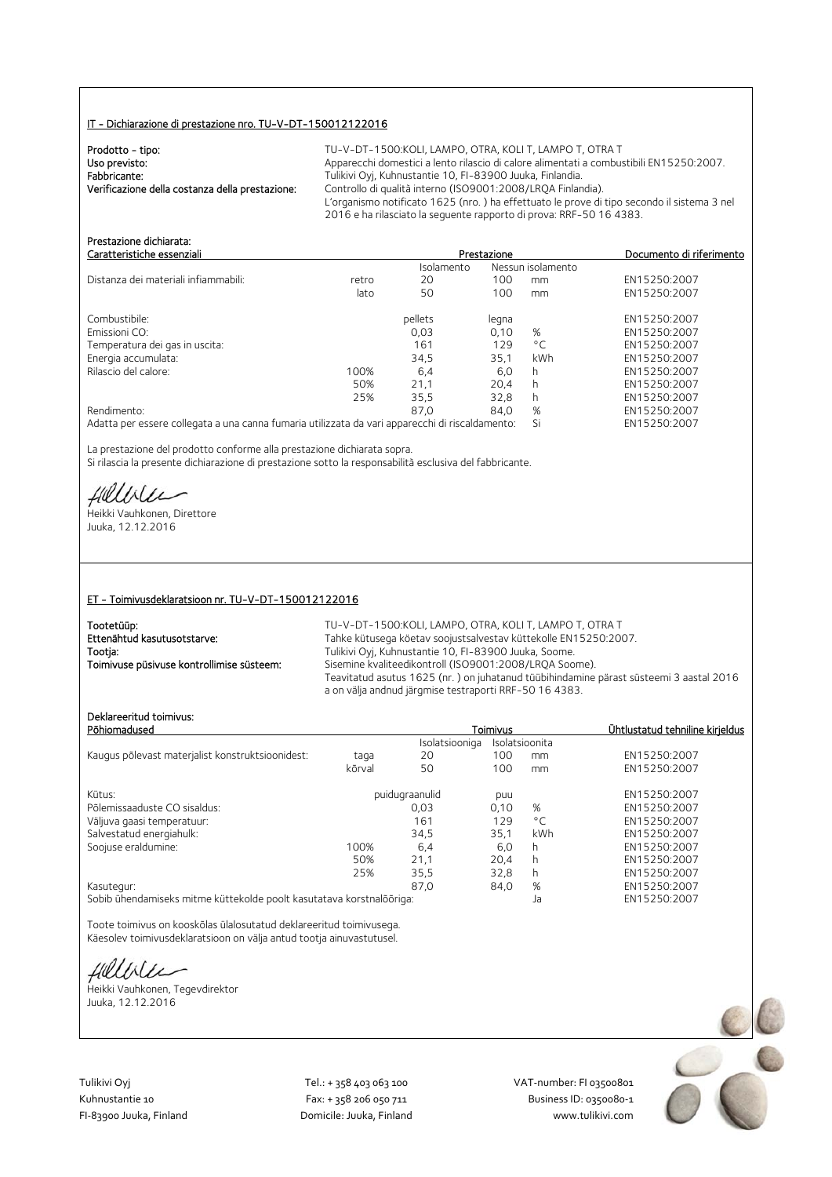## IT - Dichiarazione di prestazione nro. TU-V-DT-150012122016

**Prodotto - tipo:** TU-V-DT-1500:KOLI, LAMPO, OTRA, KOLI T, LAMPO T, OTRA T
**Uso previsto:** Apparecchi domestici a lento rilascio di calore alimentati a combustibili EN15250:2007.
**Fabbricante:** Tulikivi Oyj, Kuhnustantie 10, FI-83900 Juuka, Finlandia.
**Verificazione della costanza della prestazione:** Controllo di qualità interno (ISO9001:2008/LRQA Finlandia).
L'organismo notificato 1625 (nro. ) ha effettuato le prove di tipo secondo il sistema 3 nel 2016 e ha rilasciato la seguente rapporto di prova: RRF-50 16 4383.

**Prestazione dichiarata:**

| Caratteristiche essenziali | | Prestazione | | | Documento di riferimento |
|---|---|---|---|---|---|
| | | Isolamento | Nessun isolamento | | |
| Distanza dei materiali infiammabili: | retro | 20 | 100 | mm | EN15250:2007 |
| | lato | 50 | 100 | mm | EN15250:2007 |
| Combustibile: | | pellets | legna | | EN15250:2007 |
| Emissioni CO: | | 0,03 | 0,10 | % | EN15250:2007 |
| Temperatura dei gas in uscita: | | 161 | 129 | °C | EN15250:2007 |
| Energia accumulata: | | 34,5 | 35,1 | kWh | EN15250:2007 |
| Rilascio del calore: | 100% | 6,4 | 6,0 | h | EN15250:2007 |
| | 50% | 21,1 | 20,4 | h | EN15250:2007 |
| | 25% | 35,5 | 32,8 | h | EN15250:2007 |
| Rendimento: | | 87,0 | 84,0 | % | EN15250:2007 |
| Adatta per essere collegata a una canna fumaria utilizzata da vari apparecchi di riscaldamento: | | | | Si | EN15250:2007 |

La prestazione del prodotto conforme alla prestazione dichiarata sopra.
Si rilascia la presente dichiarazione di prestazione sotto la responsabilità esclusiva del fabbricante.

Heikki Vauhkonen, Direttore
Juuka, 12.12.2016

## ET - Toimivusdeklaratsioon nr. TU-V-DT-150012122016

**Tootetüüp:** TU-V-DT-1500:KOLI, LAMPO, OTRA, KOLI T, LAMPO T, OTRA T
**Ettenähtud kasutusotstarve:** Tahke kütusega köetav soojustsalvestav küttekolle EN15250:2007.
**Tootja:** Tulikivi Oyj, Kuhnustantie 10, FI-83900 Juuka, Soome.
**Toimivuse püsivuse kontrollimise süsteem:** Sisemine kvaliteedikontroll (ISO9001:2008/LRQA Soome).
Teavitatud asutus 1625 (nr. ) on juhatanud tüübihindamine pärast süsteemi 3 aastal 2016 a on välja andnud järgmise testraporti RRF-50 16 4383.

**Deklareeritud toimivus:**

| Põhiomadused | | Toimivus | | | Ühtlustatud tehniline kirjeldus |
|---|---|---|---|---|---|
| | | Isolatsiooniga | Isolatsioonita | | |
| Kaugus põlevast materjalist konstruktsioonidest: | taga | 20 | 100 | mm | EN15250:2007 |
| | kõrval | 50 | 100 | mm | EN15250:2007 |
| Kütus: | | puidugraanulid | puu | | EN15250:2007 |
| Põlemissaaduste CO sisaldus: | | 0,03 | 0,10 | % | EN15250:2007 |
| Väljuva gaasi temperatuur: | | 161 | 129 | °C | EN15250:2007 |
| Salvestatud energiahulk: | | 34,5 | 35,1 | kWh | EN15250:2007 |
| Soojuse eraldumine: | 100% | 6,4 | 6,0 | h | EN15250:2007 |
| | 50% | 21,1 | 20,4 | h | EN15250:2007 |
| | 25% | 35,5 | 32,8 | h | EN15250:2007 |
| Kasutegur: | | 87,0 | 84,0 | % | EN15250:2007 |
| Sobib ühendamiseks mitme küttekolde poolt kasutatava korstnalõõriga: | | | | Ja | EN15250:2007 |

Toote toimivus on kooskõlas ülalosutatud deklareeritud toimivusega.
Käesolev toimivusdeklaratsioon on välja antud tootja ainuvastutusel.

Heikki Vauhkonen, Tegevdirektor
Juuka, 12.12.2016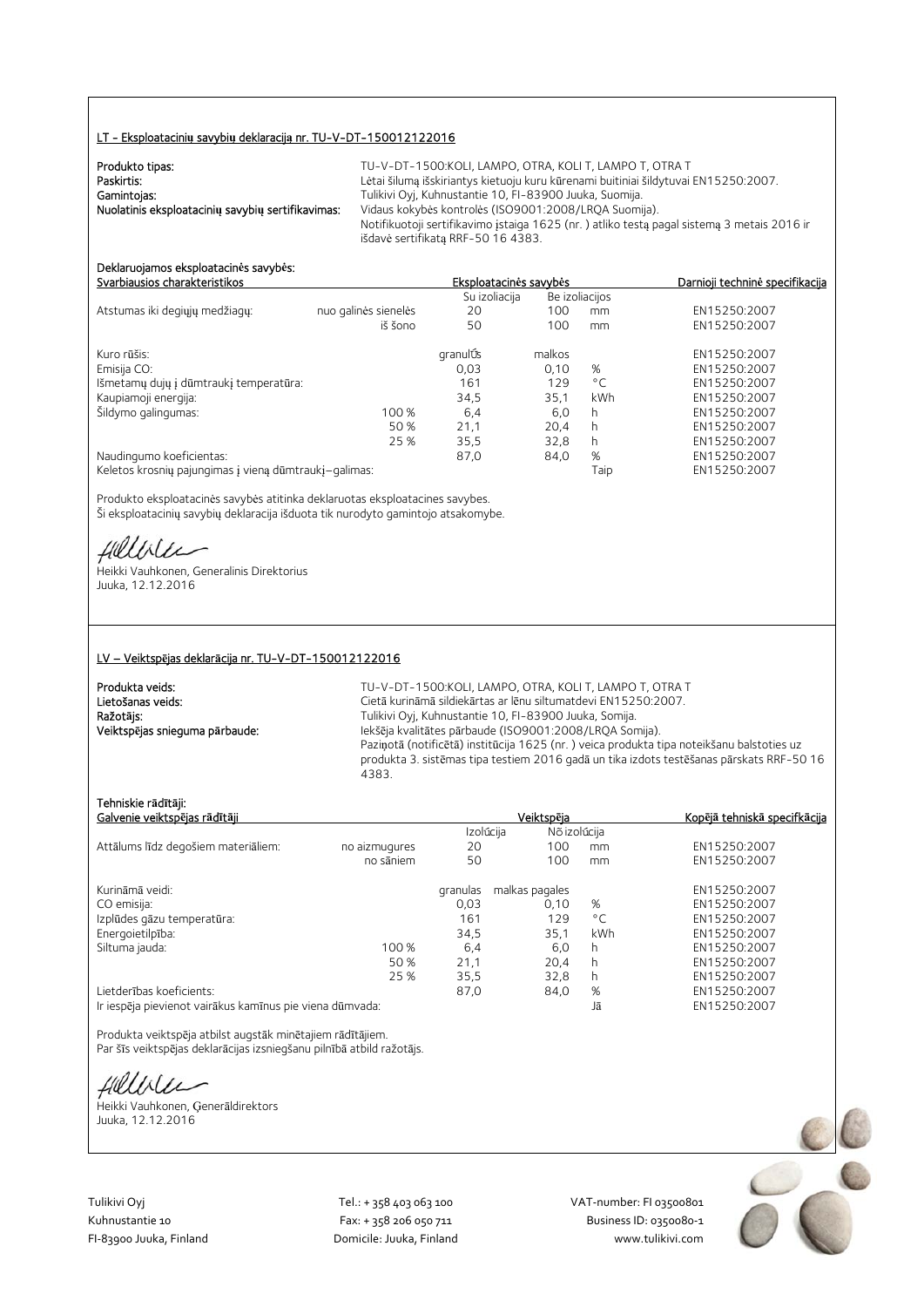## LT - Eksploatacinių savybių deklaracija nr. TU-V-DT-150012122016

**Produkto tipas:** TU-V-DT-1500:KOLI, LAMPO, OTRA, KOLI T, LAMPO T, OTRA T
**Paskirtis:** Lėtai šilumą išskiriantys kietuoju kuru kūrenami buitiniai šildytuvai EN15250:2007.
**Gamintojas:** Tulikivi Oyj, Kuhnustantie 10, FI-83900 Juuka, Suomija.
**Nuolatinis eksploatacinių savybių sertifikavimas:** Vidaus kokybės kontrolės (ISO9001:2008/LRQA Suomija).
Notifikuotoji sertifikavimo įstaiga 1625 (nr. ) atliko testą pagal sistemą 3 metais 2016 ir išdavė sertifikatą RRF-50 16 4383.

**Deklaruojamos eksploatacinės savybės:**

| Svarbiausios charakteristikos | | Eksploatacinės savybės | | | Darnioji techninė specifikacija |
|---|---|---|---|---|---|
| | | Su izoliacija | Be izoliacijos | | |
| Atstumas iki degiųjų medžiagų: | nuo galinės sienelės | 20 | 100 | mm | EN15250:2007 |
| | iš šono | 50 | 100 | mm | EN15250:2007 |
| Kuro rūšis: | | granulės | malkos | | EN15250:2007 |
| Emisija CO: | | 0,03 | 0,10 | % | EN15250:2007 |
| Išmetamų dujų į dūmtraukį temperatūra: | | 161 | 129 | °C | EN15250:2007 |
| Kaupiamoji energija: | | 34,5 | 35,1 | kWh | EN15250:2007 |
| Šildymo galingumas: | 100 % | 6,4 | 6,0 | h | EN15250:2007 |
| | 50 % | 21,1 | 20,4 | h | EN15250:2007 |
| | 25 % | 35,5 | 32,8 | h | EN15250:2007 |
| Naudingumo koeficientas: | | 87,0 | 84,0 | % | EN15250:2007 |
| Keletos krosnių pajungimas į vieną dūmtraukį–galimas: | | | | Taip | EN15250:2007 |

Produkto eksploatacinės savybės atitinka deklaruotas eksploatacines savybes.
Ši eksploatacinių savybių deklaracija išduota tik nurodyto gamintojo atsakomybe.

Heikki Vauhkonen, Generalinis Direktorius
Juuka, 12.12.2016

## LV – Veiktspējas deklarācija nr. TU-V-DT-150012122016

**Produkta veids:** TU-V-DT-1500:KOLI, LAMPO, OTRA, KOLI T, LAMPO T, OTRA T
**Lietošanas veids:** Cietā kurināmā sildiekārtas ar lēnu siltumatdevi EN15250:2007.
**Ražotājs:** Tulikivi Oyj, Kuhnustantie 10, FI-83900 Juuka, Somija.
**Veiktspējas snieguma pārbaude:** Iekšēja kvalitātes pārbaude (ISO9001:2008/LRQA Somija).
Paziņotā (notificētā) institūcija 1625 (nr. ) veica produkta tipa noteikšanu balstoties uz produkta 3. sistēmas tipa testiem 2016 gadā un tika izdots testēšanas pārskats RRF-50 16 4383.

**Tehniskie rādītāji:**

| Galvenie veiktspējas rādītāji | | Veiktspēja | | | Kopējā tehniskā specifkācija |
|---|---|---|---|---|---|
| | | Izolūcija | Nõ izolūcija | | |
| Attālums līdz degošiem materiāliem: | no aizmugures | 20 | 100 | mm | EN15250:2007 |
| | no sāniem | 50 | 100 | mm | EN15250:2007 |
| Kurināmā veidi: | | granulas | malkas pagales | | EN15250:2007 |
| CO emisija: | | 0,03 | 0,10 | % | EN15250:2007 |
| Izplūdes gāzu temperatūra: | | 161 | 129 | °C | EN15250:2007 |
| Energoietilpība: | | 34,5 | 35,1 | kWh | EN15250:2007 |
| Siltuma jauda: | 100 % | 6,4 | 6,0 | h | EN15250:2007 |
| | 50 % | 21,1 | 20,4 | h | EN15250:2007 |
| | 25 % | 35,5 | 32,8 | h | EN15250:2007 |
| Lietderības koeficients: | | 87,0 | 84,0 | % | EN15250:2007 |
| Ir iespēja pievienot vairākus kamīnus pie viena dūmvada: | | | | Jā | EN15250:2007 |

Produkta veiktspēja atbilst augstāk minētajiem rādītājiem.
Par šīs veiktspējas deklarācijas izsniegšanu pilnībā atbild ražotājs.

Heikki Vauhkonen, Ģenerāldirektors
Juuka, 12.12.2016

Tulikivi Oyj
Kuhnustantie 10
FI-83900 Juuka, Finland

Tel.: + 358 403 063 100
Fax: + 358 206 050 711
Domicile: Juuka, Finland

VAT-number: FI 03500801
Business ID: 0350080-1
www.tulikivi.com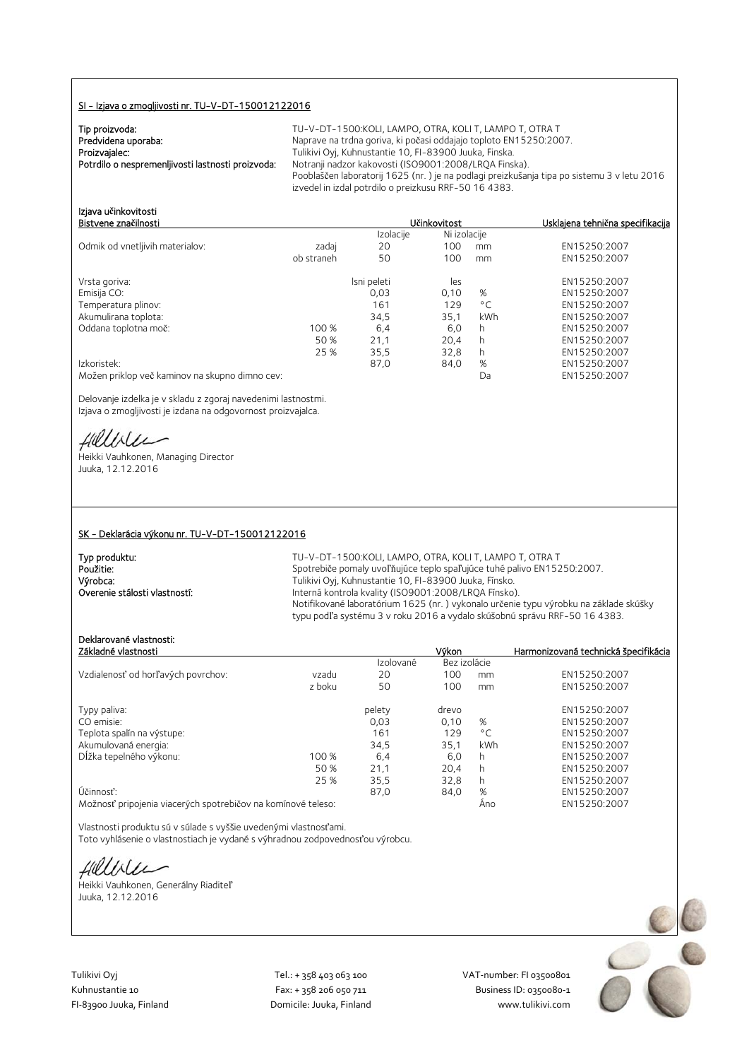## SI - Izjava o zmogljivosti nr. TU-V-DT-150012122016

**Tip proizvoda:** TU-V-DT-1500:KOLI, LAMPO, OTRA, KOLI T, LAMPO T, OTRA T
**Predvidena uporaba:** Naprave na trdna goriva, ki počasi oddajajo toploto EN15250:2007.
**Proizvajalec:** Tulikivi Oyj, Kuhnustantie 10, FI-83900 Juuka, Finska.
**Potrdilo o nespremenljivosti lastnosti proizvoda:** Notranji nadzor kakovosti (ISO9001:2008/LRQA Finska).
Pooblaščen laboratorij 1625 (nr. ) je na podlagi preizkušanja tipa po sistemu 3 v letu 2016 izvedel in izdal potrdilo o preizkusu RRF-50 16 4383.

Izjava učinkovitosti

| Bistvene značilnosti | | Učinkovitost | | | Usklajena tehnična specifikacija |
|---|---|---|---|---|---|
| | | Izolacije | Ni izolacije | | |
| Odmik od vnetljivih materialov: | zadaj | 20 | 100 | mm | EN15250:2007 |
| | ob straneh | 50 | 100 | mm | EN15250:2007 |
| Vrsta goriva: | | lsni peleti | les | | EN15250:2007 |
| Emisija CO: | | 0,03 | 0,10 | % | EN15250:2007 |
| Temperatura plinov: | | 161 | 129 | °C | EN15250:2007 |
| Akumulirana toplota: | | 34,5 | 35,1 | kWh | EN15250:2007 |
| Oddana toplotna moč: | 100 % | 6,4 | 6,0 | h | EN15250:2007 |
| | 50 % | 21,1 | 20,4 | h | EN15250:2007 |
| | 25 % | 35,5 | 32,8 | h | EN15250:2007 |
| Izkoristek: | | 87,0 | 84,0 | % | EN15250:2007 |
| Možen priklop več kaminov na skupno dimno cev: | | | | Da | EN15250:2007 |

Delovanje izdelka je v skladu z zgoraj navedenimi lastnostmi.
Izjava o zmogljivosti je izdana na odgovornost proizvajalca.

Heikki Vauhkonen, Managing Director
Juuka, 12.12.2016

## SK – Deklarácia výkonu nr. TU-V-DT-150012122016

**Typ produktu:** TU-V-DT-1500:KOLI, LAMPO, OTRA, KOLI T, LAMPO T, OTRA T
**Použitie:** Spotrebiče pomaly uvoľňujúce teplo spaľujúce tuhé palivo EN15250:2007.
**Výrobca:** Tulikivi Oyj, Kuhnustantie 10, FI-83900 Juuka, Fínsko.
**Overenie stálosti vlastností:** Interná kontrola kvality (ISO9001:2008/LRQA Fínsko).
Notifikované laboratórium 1625 (nr. ) vykonalo určenie typu výrobku na základe skúšky typu podľa systému 3 v roku 2016 a vydalo skúšobnú správu RRF-50 16 4383.

Deklarované vlastnosti:

| Základné vlastnosti | | Výkon | | | Harmonizovaná technická špecifikácia |
|---|---|---|---|---|---|
| | | Izolované | Bez izolácie | | |
| Vzdialenosť od horľavých povrchov: | vzadu | 20 | 100 | mm | EN15250:2007 |
| | z boku | 50 | 100 | mm | EN15250:2007 |
| Typy paliva: | | pelety | drevo | | EN15250:2007 |
| CO emisie: | | 0,03 | 0,10 | % | EN15250:2007 |
| Teplota spalín na výstupe: | | 161 | 129 | °C | EN15250:2007 |
| Akumulovaná energia: | | 34,5 | 35,1 | kWh | EN15250:2007 |
| Dĺžka tepelného výkonu: | 100 % | 6,4 | 6,0 | h | EN15250:2007 |
| | 50 % | 21,1 | 20,4 | h | EN15250:2007 |
| | 25 % | 35,5 | 32,8 | h | EN15250:2007 |
| Účinnosť: | | 87,0 | 84,0 | % | EN15250:2007 |
| Možnosť pripojenia viacerých spotrebičov na komínové teleso: | | | | Áno | EN15250:2007 |

Vlastnosti produktu sú v súlade s vyššie uvedenými vlastnosťami.
Toto vyhlásenie o vlastnostiach je vydané s výhradnou zodpovednosťou výrobcu.

Heikki Vauhkonen, Generálny Riaditeľ
Juuka, 12.12.2016

Tulikivi Oyj
Kuhnustantie 10
FI-83900 Juuka, Finland

Tel.: + 358 403 063 100
Fax: + 358 206 050 711
Domicile: Juuka, Finland

VAT-number: FI 03500801
Business ID: 0350080-1
www.tulikivi.com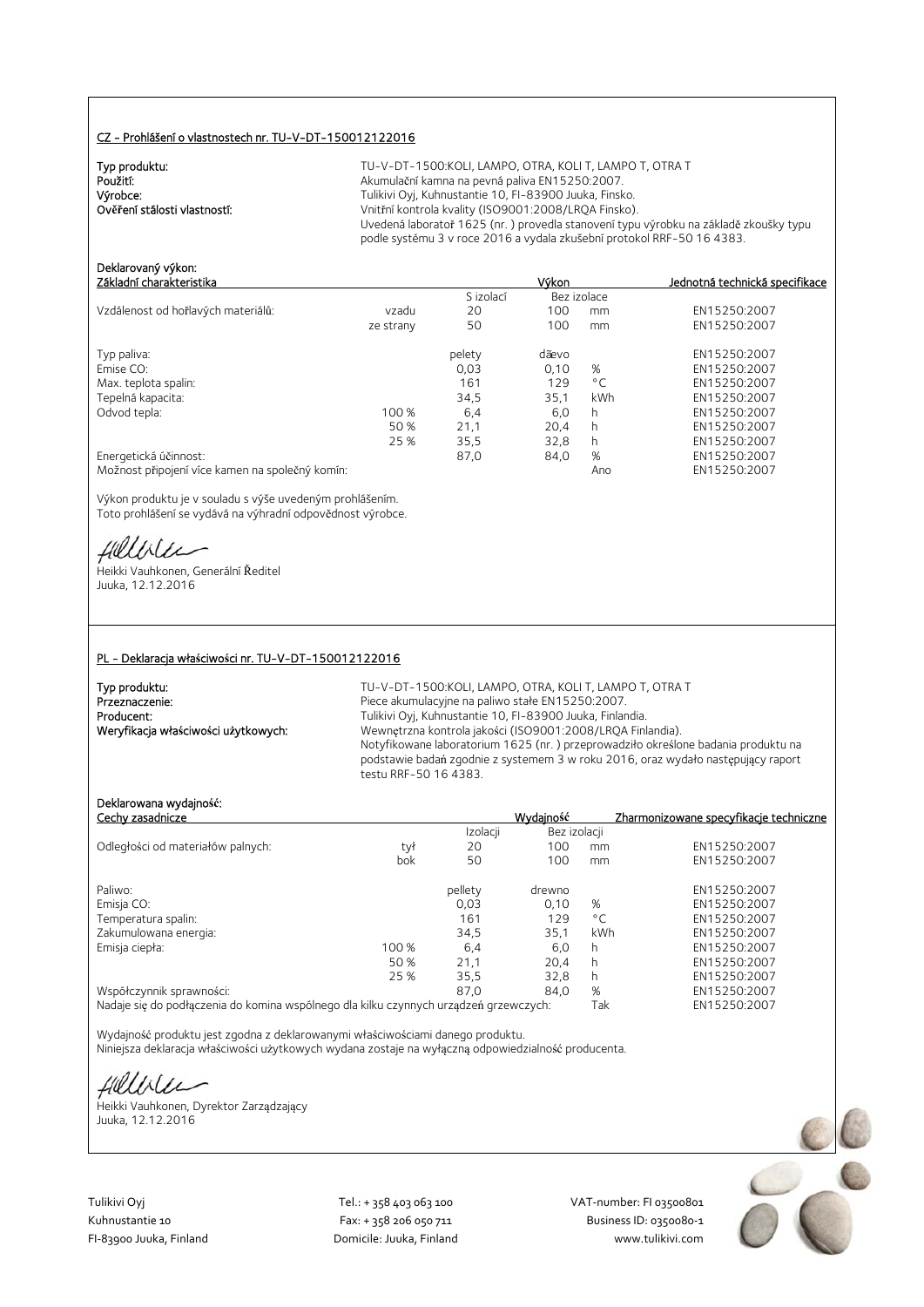CZ - Prohlášení o vlastnostech nr. TU-V-DT-150012122016

**Typ produktu:** TU-V-DT-1500:KOLI, LAMPO, OTRA, KOLI T, LAMPO T, OTRA T
**Použití:** Akumulační kamna na pevná paliva EN15250:2007.
**Výrobce:** Tulikivi Oyj, Kuhnustantie 10, FI-83900 Juuka, Finsko.
**Ověření stálosti vlastností:** Vnitřní kontrola kvality (ISO9001:2008/LRQA Finsko).
Uvedená laboratoř 1625 (nr. ) provedla stanovení typu výrobku na základě zkoušky typu podle systému 3 v roce 2016 a vydala zkušební protokol RRF-50 16 4383.

**Deklarovaný výkon:**

| Základní charakteristika | | Výkon | | | Jednotná technická specifikace |
|---|---|---|---|---|---|
| | | S izolací | Bez izolace | | |
| Vzdálenost od hořlavých materiálů: | vzadu | 20 | 100 | mm | EN15250:2007 |
| | ze strany | 50 | 100 | mm | EN15250:2007 |
| Typ paliva: | | pelety | dřevo | | EN15250:2007 |
| Emise CO: | | 0,03 | 0,10 | % | EN15250:2007 |
| Max. teplota spalin: | | 161 | 129 | °C | EN15250:2007 |
| Tepelná kapacita: | | 34,5 | 35,1 | kWh | EN15250:2007 |
| Odvod tepla: | 100 % | 6,4 | 6,0 | h | EN15250:2007 |
| | 50 % | 21,1 | 20,4 | h | EN15250:2007 |
| | 25 % | 35,5 | 32,8 | h | EN15250:2007 |
| Energetická účinnost: | | 87,0 | 84,0 | % | EN15250:2007 |
| Možnost připojení více kamen na společný komín: | | | | Ano | EN15250:2007 |

Výkon produktu je v souladu s výše uvedeným prohlášením.
Toto prohlášení se vydává na výhradní odpovědnost výrobce.

Heikki Vauhkonen, Generální Ředitel
Juuka, 12.12.2016

PL - Deklaracja właściwości nr. TU-V-DT-150012122016

**Typ produktu:** TU-V-DT-1500:KOLI, LAMPO, OTRA, KOLI T, LAMPO T, OTRA T
**Przeznaczenie:** Piece akumulacyjne na paliwo stałe EN15250:2007.
**Producent:** Tulikivi Oyj, Kuhnustantie 10, FI-83900 Juuka, Finlandia.
**Weryfikacja właściwości użytkowych:** Wewnętrzna kontrola jakości (ISO9001:2008/LRQA Finlandia).
Notyfikowane laboratorium 1625 (nr. ) przeprowadziło określone badania produktu na podstawie badań zgodnie z systemem 3 w roku 2016, oraz wydało następujący raport testu RRF-50 16 4383.

**Deklarowana wydajność:**

| Cechy zasadnicze | | Wydajność | | | Zharmonizowane specyfikacje techniczne |
|---|---|---|---|---|---|
| | | Izolacji | Bez izolacji | | |
| Odległości od materiałów palnych: | tył | 20 | 100 | mm | EN15250:2007 |
| | bok | 50 | 100 | mm | EN15250:2007 |
| Paliwo: | | pellety | drewno | | EN15250:2007 |
| Emisja CO: | | 0,03 | 0,10 | % | EN15250:2007 |
| Temperatura spalin: | | 161 | 129 | °C | EN15250:2007 |
| Zakumulowana energia: | | 34,5 | 35,1 | kWh | EN15250:2007 |
| Emisja ciepła: | 100 % | 6,4 | 6,0 | h | EN15250:2007 |
| | 50 % | 21,1 | 20,4 | h | EN15250:2007 |
| | 25 % | 35,5 | 32,8 | h | EN15250:2007 |
| Współczynnik sprawności: | | 87,0 | 84,0 | % | EN15250:2007 |
| Nadaje się do podłączenia do komina wspólnego dla kilku czynnych urządzeń grzewczych: | | | | Tak | EN15250:2007 |

Wydajność produktu jest zgodna z deklarowanymi właściwościami danego produktu.
Niniejsza deklaracja właściwości użytkowych wydana zostaje na wyłączną odpowiedzialność producenta.

Heikki Vauhkonen, Dyrektor Zarządzający
Juuka, 12.12.2016

Tulikivi Oyj
Kuhnustantie 10
FI-83900 Juuka, Finland

Tel.: + 358 403 063 100
Fax: + 358 206 050 711
Domicile: Juuka, Finland

VAT-number: FI 03500801
Business ID: 0350080-1
www.tulikivi.com